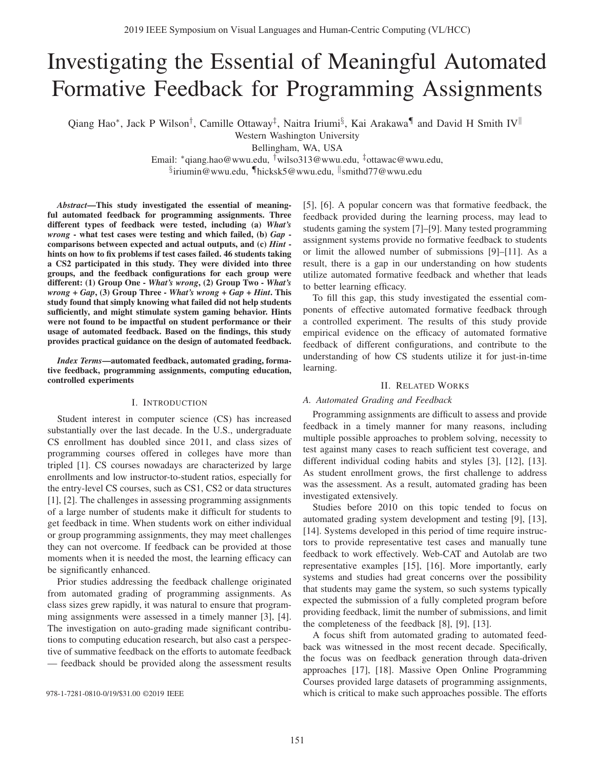# Investigating the Essential of Meaningful Automated Formative Feedback for Programming Assignments

Qiang Hao*, Jack P Wilson†, Camille Ottaway‡, Naitra Iriumi§, Kai Arakawa¶ and David H Smith IV‖

Western Washington University

Bellingham, WA, USA

Email: *qiang.hao@wwu.edu, †wilso313@wwu.edu, ‡ottawac@wwu.edu, §iriumin@wwu.edu, ¶hicksk5@wwu.edu, ‖smithd77@wwu.edu

***Abstract*—This study investigated the essential of meaningful automated feedback for programming assignments. Three different types of feedback were tested, including (a) *What's wrong* - what test cases were testing and which failed, (b) *Gap* - comparisons between expected and actual outputs, and (c) *Hint* - hints on how to fix problems if test cases failed. 46 students taking a CS2 participated in this study. They were divided into three groups, and the feedback configurations for each group were different: (1) Group One - *What's wrong*, (2) Group Two - *What's wrong + Gap*, (3) Group Three - *What's wrong + Gap + Hint*. This study found that simply knowing what failed did not help students sufficiently, and might stimulate system gaming behavior. Hints were not found to be impactful on student performance or their usage of automated feedback. Based on the findings, this study provides practical guidance on the design of automated feedback.**

***Index Terms*—automated feedback, automated grading, formative feedback, programming assignments, computing education, controlled experiments**

## I. Introduction

Student interest in computer science (CS) has increased substantially over the last decade. In the U.S., undergraduate CS enrollment has doubled since 2011, and class sizes of programming courses offered in colleges have more than tripled [1]. CS courses nowadays are characterized by large enrollments and low instructor-to-student ratios, especially for the entry-level CS courses, such as CS1, CS2 or data structures [1], [2]. The challenges in assessing programming assignments of a large number of students make it difficult for students to get feedback in time. When students work on either individual or group programming assignments, they may meet challenges they can not overcome. If feedback can be provided at those moments when it is needed the most, the learning efficacy can be significantly enhanced.

Prior studies addressing the feedback challenge originated from automated grading of programming assignments. As class sizes grew rapidly, it was natural to ensure that programming assignments were assessed in a timely manner [3], [4]. The investigation on auto-grading made significant contributions to computing education research, but also cast a perspective of summative feedback on the efforts to automate feedback — feedback should be provided along the assessment results [5], [6]. A popular concern was that formative feedback, the feedback provided during the learning process, may lead to students gaming the system [7]–[9]. Many tested programming assignment systems provide no formative feedback to students or limit the allowed number of submissions [9]–[11]. As a result, there is a gap in our understanding on how students utilize automated formative feedback and whether that leads to better learning efficacy.

To fill this gap, this study investigated the essential components of effective automated formative feedback through a controlled experiment. The results of this study provide empirical evidence on the efficacy of automated formative feedback of different configurations, and contribute to the understanding of how CS students utilize it for just-in-time learning.

## II. Related Works

### A. Automated Grading and Feedback

Programming assignments are difficult to assess and provide feedback in a timely manner for many reasons, including multiple possible approaches to problem solving, necessity to test against many cases to reach sufficient test coverage, and different individual coding habits and styles [3], [12], [13]. As student enrollment grows, the first challenge to address was the assessment. As a result, automated grading has been investigated extensively.

Studies before 2010 on this topic tended to focus on automated grading system development and testing [9], [13], [14]. Systems developed in this period of time require instructors to provide representative test cases and manually tune feedback to work effectively. Web-CAT and Autolab are two representative examples [15], [16]. More importantly, early systems and studies had great concerns over the possibility that students may game the system, so such systems typically expected the submission of a fully completed program before providing feedback, limit the number of submissions, and limit the completeness of the feedback [8], [9], [13].

A focus shift from automated grading to automated feedback was witnessed in the most recent decade. Specifically, the focus was on feedback generation through data-driven approaches [17], [18]. Massive Open Online Programming Courses provided large datasets of programming assignments, which is critical to make such approaches possible. The efforts

978-1-7281-0810-0/19/$31.00 ©2019 IEEE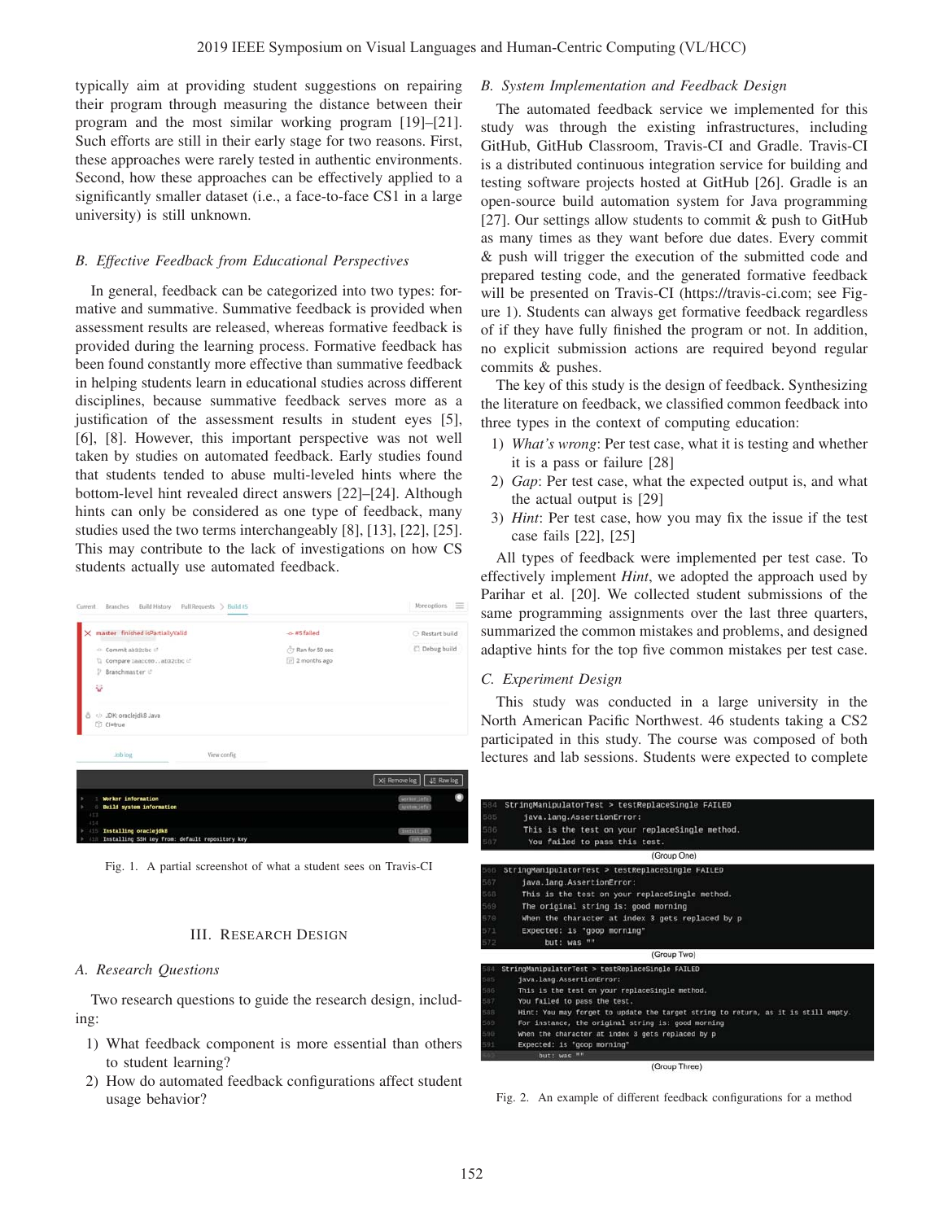typically aim at providing student suggestions on repairing their program through measuring the distance between their program and the most similar working program [19]–[21]. Such efforts are still in their early stage for two reasons. First, these approaches were rarely tested in authentic environments. Second, how these approaches can be effectively applied to a significantly smaller dataset (i.e., a face-to-face CS1 in a large university) is still unknown.

### B. Effective Feedback from Educational Perspectives

In general, feedback can be categorized into two types: formative and summative. Summative feedback is provided when assessment results are released, whereas formative feedback is provided during the learning process. Formative feedback has been found constantly more effective than summative feedback in helping students learn in educational studies across different disciplines, because summative feedback serves more as a justification of the assessment results in student eyes [5], [6], [8]. However, this important perspective was not well taken by studies on automated feedback. Early studies found that students tended to abuse multi-leveled hints where the bottom-level hint revealed direct answers [22]–[24]. Although hints can only be considered as one type of feedback, many studies used the two terms interchangeably [8], [13], [22], [25]. This may contribute to the lack of investigations on how CS students actually use automated feedback.

Fig. 1. A partial screenshot of what a student sees on Travis-CI

## III. Research Design

### A. Research Questions

Two research questions to guide the research design, including:

1) What feedback component is more essential than others to student learning?
2) How do automated feedback configurations affect student usage behavior?

### B. System Implementation and Feedback Design

The automated feedback service we implemented for this study was through the existing infrastructures, including GitHub, GitHub Classroom, Travis-CI and Gradle. Travis-CI is a distributed continuous integration service for building and testing software projects hosted at GitHub [26]. Gradle is an open-source build automation system for Java programming [27]. Our settings allow students to commit & push to GitHub as many times as they want before due dates. Every commit & push will trigger the execution of the submitted code and prepared testing code, and the generated formative feedback will be presented on Travis-CI (https://travis-ci.com; see Figure 1). Students can always get formative feedback regardless of if they have fully finished the program or not. In addition, no explicit submission actions are required beyond regular commits & pushes.

The key of this study is the design of feedback. Synthesizing the literature on feedback, we classified common feedback into three types in the context of computing education:

1) *What's wrong*: Per test case, what it is testing and whether it is a pass or failure [28]
2) *Gap*: Per test case, what the expected output is, and what the actual output is [29]
3) *Hint*: Per test case, how you may fix the issue if the test case fails [22], [25]

All types of feedback were implemented per test case. To effectively implement *Hint*, we adopted the approach used by Parihar et al. [20]. We collected student submissions of the same programming assignments over the last three quarters, summarized the common mistakes and problems, and designed adaptive hints for the top five common mistakes per test case.

### C. Experiment Design

This study was conducted in a large university in the North American Pacific Northwest. 46 students taking a CS2 participated in this study. The course was composed of both lectures and lab sessions. Students were expected to complete

```
584 StringManipulatorTest > testReplaceSingle FAILED
585     java.lang.AssertionError:
586     This is the test on your replaceSingle method.
587      You failed to pass this test.
```
(Group One)

```
566 StringManipulatorTest > testReplaceSingle FAILED
567     java.lang.AssertionError:
568     This is the test on your replaceSingle method.
569     The original string is: good morning
570     When the character at index 3 gets replaced by p
571     Expected: is "goop morning"
572          but: was ""
```
(Group Two)

```
584 StringManipulatorTest > testReplaceSingle FAILED
585     java.lang.AssertionError:
586     This is the test on your replaceSingle method.
587     You failed to pass the test.
588     Hint: You may forget to update the target string to return, as it is still empty.
589     For instance, the original string is: good morning
590     When the character at index 3 gets replaced by p
591     Expected: is "goop morning"
592          but: was ""
```
(Group Three)

Fig. 2. An example of different feedback configurations for a method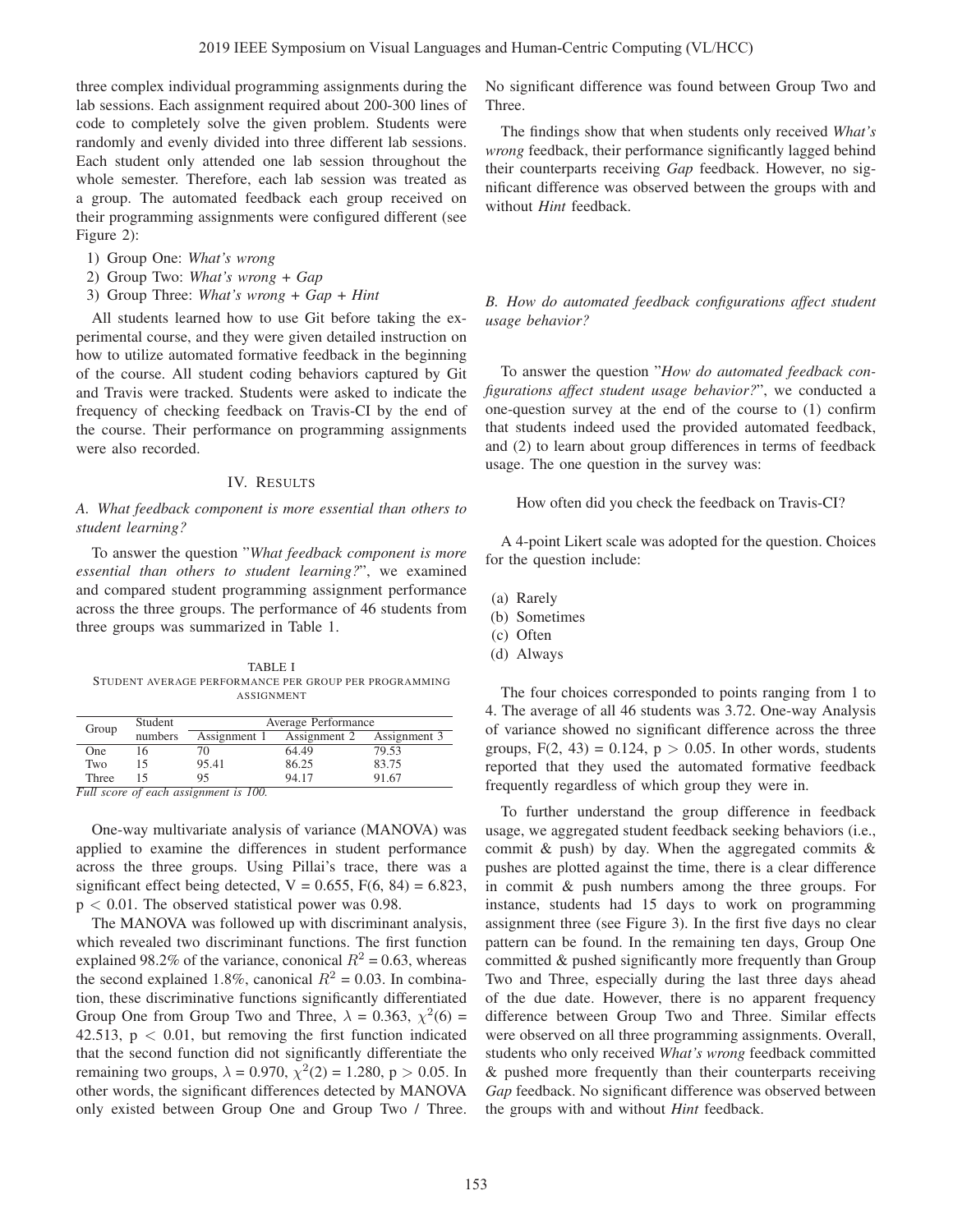three complex individual programming assignments during the lab sessions. Each assignment required about 200-300 lines of code to completely solve the given problem. Students were randomly and evenly divided into three different lab sessions. Each student only attended one lab session throughout the whole semester. Therefore, each lab session was treated as a group. The automated feedback each group received on their programming assignments were configured different (see Figure 2):

1) Group One: *What's wrong*
2) Group Two: *What's wrong + Gap*
3) Group Three: *What's wrong + Gap + Hint*

All students learned how to use Git before taking the experimental course, and they were given detailed instruction on how to utilize automated formative feedback in the beginning of the course. All student coding behaviors captured by Git and Travis were tracked. Students were asked to indicate the frequency of checking feedback on Travis-CI by the end of the course. Their performance on programming assignments were also recorded.

## IV. Results

### A. What feedback component is more essential than others to student learning?

To answer the question "*What feedback component is more essential than others to student learning?*", we examined and compared student programming assignment performance across the three groups. The performance of 46 students from three groups was summarized in Table 1.

TABLE I
STUDENT AVERAGE PERFORMANCE PER GROUP PER PROGRAMMING ASSIGNMENT

| Group | Student numbers | Average Performance | | |
|---|---|---|---|---|
| | | Assignment 1 | Assignment 2 | Assignment 3 |
| One | 16 | 70 | 64.49 | 79.53 |
| Two | 15 | 95.41 | 86.25 | 83.75 |
| Three | 15 | 95 | 94.17 | 91.67 |

*Full score of each assignment is 100.*

One-way multivariate analysis of variance (MANOVA) was applied to examine the differences in student performance across the three groups. Using Pillai's trace, there was a significant effect being detected, V = 0.655, F(6, 84) = 6.823, $p < 0.01$. The observed statistical power was 0.98.

The MANOVA was followed up with discriminant analysis, which revealed two discriminant functions. The first function explained 98.2% of the variance, cononical $R^2 = 0.63$, whereas the second explained 1.8%, canonical $R^2 = 0.03$. In combination, these discriminative functions significantly differentiated Group One from Group Two and Three, $\lambda = 0.363$, $\chi^2(6) = 42.513$, $p < 0.01$, but removing the first function indicated that the second function did not significantly differentiate the remaining two groups, $\lambda = 0.970$, $\chi^2(2) = 1.280$, $p > 0.05$. In other words, the significant differences detected by MANOVA only existed between Group One and Group Two / Three. No significant difference was found between Group Two and Three.

The findings show that when students only received *What's wrong* feedback, their performance significantly lagged behind their counterparts receiving *Gap* feedback. However, no significant difference was observed between the groups with and without *Hint* feedback.

### B. How do automated feedback configurations affect student usage behavior?

To answer the question "*How do automated feedback configurations affect student usage behavior?*", we conducted a one-question survey at the end of the course to (1) confirm that students indeed used the provided automated feedback, and (2) to learn about group differences in terms of feedback usage. The one question in the survey was:

How often did you check the feedback on Travis-CI?

A 4-point Likert scale was adopted for the question. Choices for the question include:

(a) Rarely
(b) Sometimes
(c) Often
(d) Always

The four choices corresponded to points ranging from 1 to 4. The average of all 46 students was 3.72. One-way Analysis of variance showed no significant difference across the three groups, F(2, 43) = 0.124, $p > 0.05$. In other words, students reported that they used the automated formative feedback frequently regardless of which group they were in.

To further understand the group difference in feedback usage, we aggregated student feedback seeking behaviors (i.e., commit & push) by day. When the aggregated commits & pushes are plotted against the time, there is a clear difference in commit & push numbers among the three groups. For instance, students had 15 days to work on programming assignment three (see Figure 3). In the first five days no clear pattern can be found. In the remaining ten days, Group One committed & pushed significantly more frequently than Group Two and Three, especially during the last three days ahead of the due date. However, there is no apparent frequency difference between Group Two and Three. Similar effects were observed on all three programming assignments. Overall, students who only received *What's wrong* feedback committed & pushed more frequently than their counterparts receiving *Gap* feedback. No significant difference was observed between the groups with and without *Hint* feedback.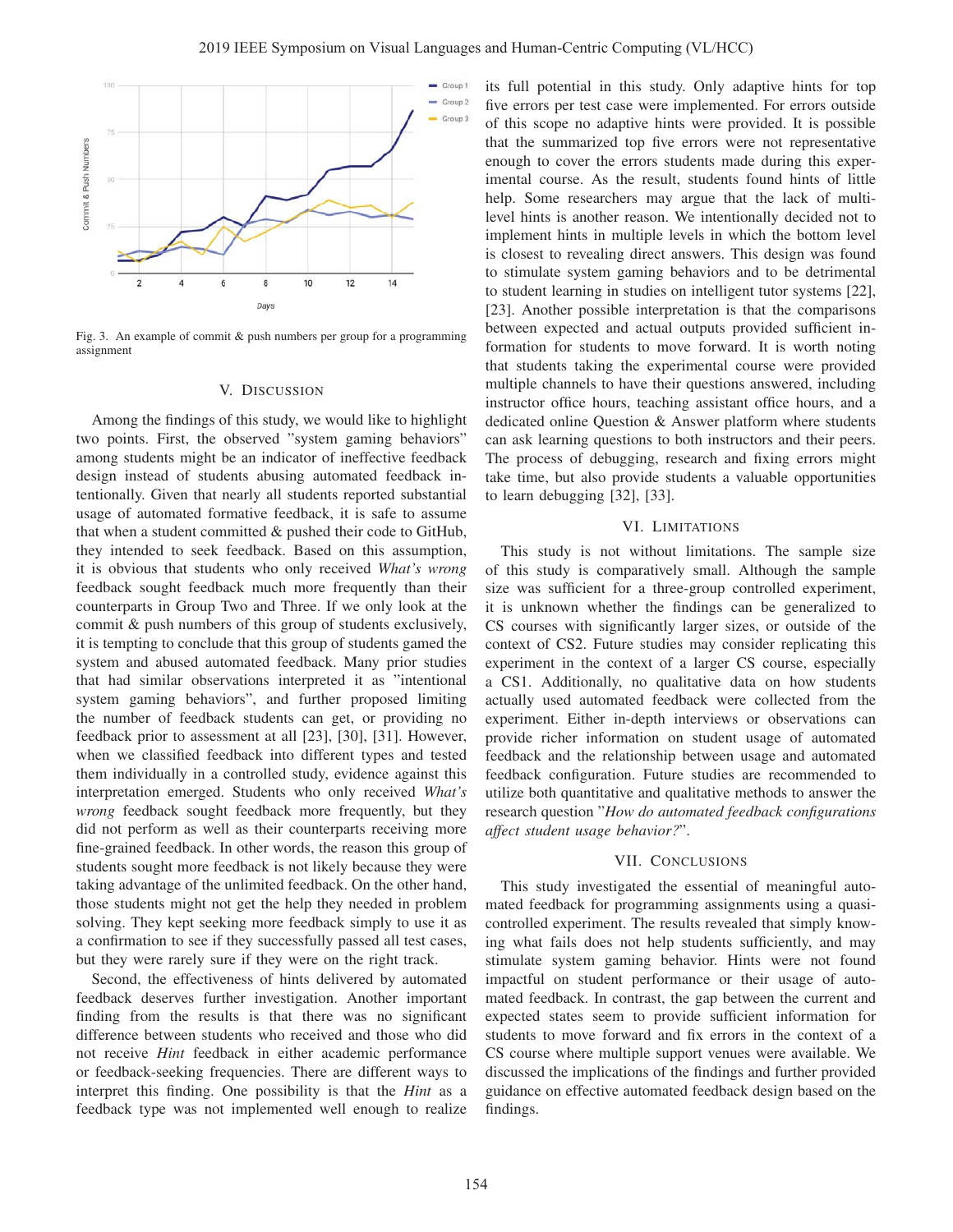Commit & Push Numbers

100

75

50

25

0

2 4 6 8 10 12 14

Days

Group 1
Group 2
Group 3

Fig. 3. An example of commit & push numbers per group for a programming assignment

## V. Discussion

Among the findings of this study, we would like to highlight two points. First, the observed "system gaming behaviors" among students might be an indicator of ineffective feedback design instead of students abusing automated feedback intentionally. Given that nearly all students reported substantial usage of automated formative feedback, it is safe to assume that when a student committed & pushed their code to GitHub, they intended to seek feedback. Based on this assumption, it is obvious that students who only received *What's wrong* feedback sought feedback much more frequently than their counterparts in Group Two and Three. If we only look at the commit & push numbers of this group of students exclusively, it is tempting to conclude that this group of students gamed the system and abused automated feedback. Many prior studies that had similar observations interpreted it as "intentional system gaming behaviors", and further proposed limiting the number of feedback students can get, or providing no feedback prior to assessment at all [23], [30], [31]. However, when we classified feedback into different types and tested them individually in a controlled study, evidence against this interpretation emerged. Students who only received *What's wrong* feedback sought feedback more frequently, but they did not perform as well as their counterparts receiving more fine-grained feedback. In other words, the reason this group of students sought more feedback is not likely because they were taking advantage of the unlimited feedback. On the other hand, those students might not get the help they needed in problem solving. They kept seeking more feedback simply to use it as a confirmation to see if they successfully passed all test cases, but they were rarely sure if they were on the right track.

Second, the effectiveness of hints delivered by automated feedback deserves further investigation. Another important finding from the results is that there was no significant difference between students who received and those who did not receive *Hint* feedback in either academic performance or feedback-seeking frequencies. There are different ways to interpret this finding. One possibility is that the *Hint* as a feedback type was not implemented well enough to realize its full potential in this study. Only adaptive hints for top five errors per test case were implemented. For errors outside of this scope no adaptive hints were provided. It is possible that the summarized top five errors were not representative enough to cover the errors students made during this experimental course. As the result, students found hints of little help. Some researchers may argue that the lack of multi-level hints is another reason. We intentionally decided not to implement hints in multiple levels in which the bottom level is closest to revealing direct answers. This design was found to stimulate system gaming behaviors and to be detrimental to student learning in studies on intelligent tutor systems [22], [23]. Another possible interpretation is that the comparisons between expected and actual outputs provided sufficient information for students to move forward. It is worth noting that students taking the experimental course were provided multiple channels to have their questions answered, including instructor office hours, teaching assistant office hours, and a dedicated online Question & Answer platform where students can ask learning questions to both instructors and their peers. The process of debugging, research and fixing errors might take time, but also provide students a valuable opportunities to learn debugging [32], [33].

## VI. Limitations

This study is not without limitations. The sample size of this study is comparatively small. Although the sample size was sufficient for a three-group controlled experiment, it is unknown whether the findings can be generalized to CS courses with significantly larger sizes, or outside of the context of CS2. Future studies may consider replicating this experiment in the context of a larger CS course, especially a CS1. Additionally, no qualitative data on how students actually used automated feedback were collected from the experiment. Either in-depth interviews or observations can provide richer information on student usage of automated feedback and the relationship between usage and automated feedback configuration. Future studies are recommended to utilize both quantitative and qualitative methods to answer the research question "*How do automated feedback configurations affect student usage behavior?*".

## VII. Conclusions

This study investigated the essential of meaningful automated feedback for programming assignments using a quasi-controlled experiment. The results revealed that simply knowing what fails does not help students sufficiently, and may stimulate system gaming behavior. Hints were not found impactful on student performance or their usage of automated feedback. In contrast, the gap between the current and expected states seem to provide sufficient information for students to move forward and fix errors in the context of a CS course where multiple support venues were available. We discussed the implications of the findings and further provided guidance on effective automated feedback design based on the findings.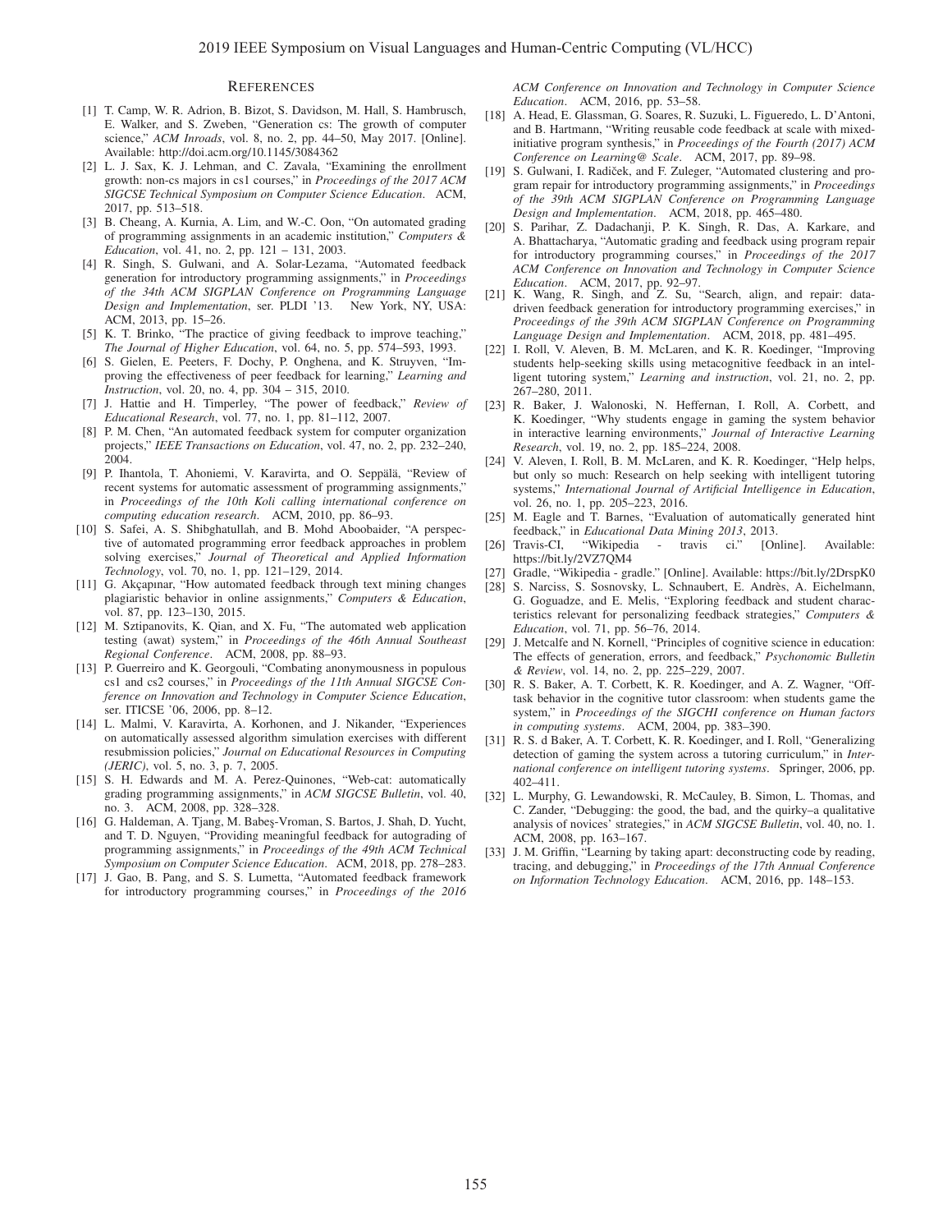## References

[1] T. Camp, W. R. Adrion, B. Bizot, S. Davidson, M. Hall, S. Hambrusch, E. Walker, and S. Zweben, "Generation cs: The growth of computer science," *ACM Inroads*, vol. 8, no. 2, pp. 44–50, May 2017. [Online]. Available: http://doi.acm.org/10.1145/3084362

[2] L. J. Sax, K. J. Lehman, and C. Zavala, "Examining the enrollment growth: non-cs majors in cs1 courses," in *Proceedings of the 2017 ACM SIGCSE Technical Symposium on Computer Science Education*. ACM, 2017, pp. 513–518.

[3] B. Cheang, A. Kurnia, A. Lim, and W.-C. Oon, "On automated grading of programming assignments in an academic institution," *Computers & Education*, vol. 41, no. 2, pp. 121 – 131, 2003.

[4] R. Singh, S. Gulwani, and A. Solar-Lezama, "Automated feedback generation for introductory programming assignments," in *Proceedings of the 34th ACM SIGPLAN Conference on Programming Language Design and Implementation*, ser. PLDI '13. New York, NY, USA: ACM, 2013, pp. 15–26.

[5] K. T. Brinko, "The practice of giving feedback to improve teaching," *The Journal of Higher Education*, vol. 64, no. 5, pp. 574–593, 1993.

[6] S. Gielen, E. Peeters, F. Dochy, P. Onghena, and K. Struyven, "Improving the effectiveness of peer feedback for learning," *Learning and Instruction*, vol. 20, no. 4, pp. 304 – 315, 2010.

[7] J. Hattie and H. Timperley, "The power of feedback," *Review of Educational Research*, vol. 77, no. 1, pp. 81–112, 2007.

[8] P. M. Chen, "An automated feedback system for computer organization projects," *IEEE Transactions on Education*, vol. 47, no. 2, pp. 232–240, 2004.

[9] P. Ihantola, T. Ahoniemi, V. Karavirta, and O. Seppälä, "Review of recent systems for automatic assessment of programming assignments," in *Proceedings of the 10th Koli calling international conference on computing education research*. ACM, 2010, pp. 86–93.

[10] S. Safei, A. S. Shibghatullah, and B. Mohd Aboobaider, "A perspective of automated programming error feedback approaches in problem solving exercises," *Journal of Theoretical and Applied Information Technology*, vol. 70, no. 1, pp. 121–129, 2014.

[11] G. Akçapınar, "How automated feedback through text mining changes plagiaristic behavior in online assignments," *Computers & Education*, vol. 87, pp. 123–130, 2015.

[12] M. Sztipanovits, K. Qian, and X. Fu, "The automated web application testing (awat) system," in *Proceedings of the 46th Annual Southeast Regional Conference*. ACM, 2008, pp. 88–93.

[13] P. Guerreiro and K. Georgouli, "Combating anonymousness in populous cs1 and cs2 courses," in *Proceedings of the 11th Annual SIGCSE Conference on Innovation and Technology in Computer Science Education*, ser. ITICSE '06, 2006, pp. 8–12.

[14] L. Malmi, V. Karavirta, A. Korhonen, and J. Nikander, "Experiences on automatically assessed algorithm simulation exercises with different resubmission policies," *Journal on Educational Resources in Computing (JERIC)*, vol. 5, no. 3, p. 7, 2005.

[15] S. H. Edwards and M. A. Perez-Quinones, "Web-cat: automatically grading programming assignments," in *ACM SIGCSE Bulletin*, vol. 40, no. 3. ACM, 2008, pp. 328–328.

[16] G. Haldeman, A. Tjang, M. Babeş-Vroman, S. Bartos, J. Shah, D. Yucht, and T. D. Nguyen, "Providing meaningful feedback for autograding of programming assignments," in *Proceedings of the 49th ACM Technical Symposium on Computer Science Education*. ACM, 2018, pp. 278–283.

[17] J. Gao, B. Pang, and S. S. Lumetta, "Automated feedback framework for introductory programming courses," in *Proceedings of the 2016 ACM Conference on Innovation and Technology in Computer Science Education*. ACM, 2016, pp. 53–58.

[18] A. Head, E. Glassman, G. Soares, R. Suzuki, L. Figueredo, L. D'Antoni, and B. Hartmann, "Writing reusable code feedback at scale with mixed-initiative program synthesis," in *Proceedings of the Fourth (2017) ACM Conference on Learning@ Scale*. ACM, 2017, pp. 89–98.

[19] S. Gulwani, I. Radiček, and F. Zuleger, "Automated clustering and program repair for introductory programming assignments," in *Proceedings of the 39th ACM SIGPLAN Conference on Programming Language Design and Implementation*. ACM, 2018, pp. 465–480.

[20] S. Parihar, Z. Dadachanji, P. K. Singh, R. Das, A. Karkare, and A. Bhattacharya, "Automatic grading and feedback using program repair for introductory programming courses," in *Proceedings of the 2017 ACM Conference on Innovation and Technology in Computer Science Education*. ACM, 2017, pp. 92–97.

[21] K. Wang, R. Singh, and Z. Su, "Search, align, and repair: data-driven feedback generation for introductory programming exercises," in *Proceedings of the 39th ACM SIGPLAN Conference on Programming Language Design and Implementation*. ACM, 2018, pp. 481–495.

[22] I. Roll, V. Aleven, B. M. McLaren, and K. R. Koedinger, "Improving students help-seeking skills using metacognitive feedback in an intelligent tutoring system," *Learning and instruction*, vol. 21, no. 2, pp. 267–280, 2011.

[23] R. Baker, J. Walonoski, N. Heffernan, I. Roll, A. Corbett, and K. Koedinger, "Why students engage in gaming the system behavior in interactive learning environments," *Journal of Interactive Learning Research*, vol. 19, no. 2, pp. 185–224, 2008.

[24] V. Aleven, I. Roll, B. M. McLaren, and K. R. Koedinger, "Help helps, but only so much: Research on help seeking with intelligent tutoring systems," *International Journal of Artificial Intelligence in Education*, vol. 26, no. 1, pp. 205–223, 2016.

[25] M. Eagle and T. Barnes, "Evaluation of automatically generated hint feedback," in *Educational Data Mining 2013*, 2013.

[26] Travis-CI, "Wikipedia - travis ci." [Online]. Available: https://bit.ly/2VZ7QM4

[27] Gradle, "Wikipedia - gradle." [Online]. Available: https://bit.ly/2DrspK0

[28] S. Narciss, S. Sosnovsky, L. Schnaubert, E. Andrès, A. Eichelmann, G. Goguadze, and E. Melis, "Exploring feedback and student characteristics relevant for personalizing feedback strategies," *Computers & Education*, vol. 71, pp. 56–76, 2014.

[29] J. Metcalfe and N. Kornell, "Principles of cognitive science in education: The effects of generation, errors, and feedback," *Psychonomic Bulletin & Review*, vol. 14, no. 2, pp. 225–229, 2007.

[30] R. S. Baker, A. T. Corbett, K. R. Koedinger, and A. Z. Wagner, "Off-task behavior in the cognitive tutor classroom: when students game the system," in *Proceedings of the SIGCHI conference on Human factors in computing systems*. ACM, 2004, pp. 383–390.

[31] R. S. d Baker, A. T. Corbett, K. R. Koedinger, and I. Roll, "Generalizing detection of gaming the system across a tutoring curriculum," in *International conference on intelligent tutoring systems*. Springer, 2006, pp. 402–411.

[32] L. Murphy, G. Lewandowski, R. McCauley, B. Simon, L. Thomas, and C. Zander, "Debugging: the good, the bad, and the quirky–a qualitative analysis of novices' strategies," in *ACM SIGCSE Bulletin*, vol. 40, no. 1. ACM, 2008, pp. 163–167.

[33] J. M. Griffin, "Learning by taking apart: deconstructing code by reading, tracing, and debugging," in *Proceedings of the 17th Annual Conference on Information Technology Education*. ACM, 2016, pp. 148–153.